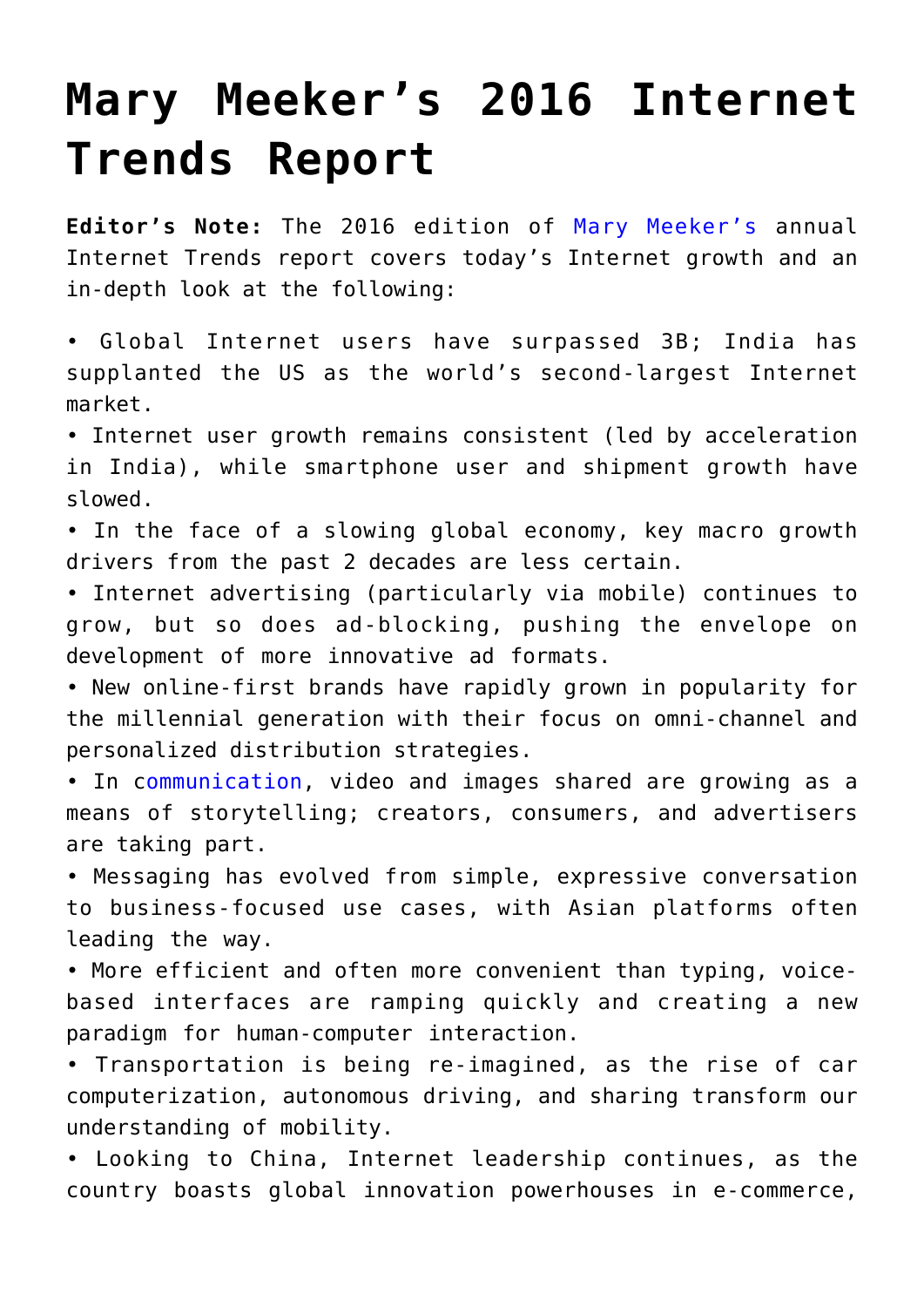# Mary Meeker's 2016 Internet Trends Report

**Editor's Note:** The 2016 edition of Mary Meeker's annual Internet Trends report covers today's Internet growth and an in-depth look at the following:

- Global Internet users have surpassed 3B; India has supplanted the US as the world's second-largest Internet market.
- Internet user growth remains consistent (led by acceleration in India), while smartphone user and shipment growth have slowed.
- In the face of a slowing global economy, key macro growth drivers from the past 2 decades are less certain.
- Internet advertising (particularly via mobile) continues to grow, but so does ad-blocking, pushing the envelope on development of more innovative ad formats.
- New online-first brands have rapidly grown in popularity for the millennial generation with their focus on omni-channel and personalized distribution strategies.
- In communication, video and images shared are growing as a means of storytelling; creators, consumers, and advertisers are taking part.
- Messaging has evolved from simple, expressive conversation to business-focused use cases, with Asian platforms often leading the way.
- More efficient and often more convenient than typing, voice-based interfaces are ramping quickly and creating a new paradigm for human-computer interaction.
- Transportation is being re-imagined, as the rise of car computerization, autonomous driving, and sharing transform our understanding of mobility.
- Looking to China, Internet leadership continues, as the country boasts global innovation powerhouses in e-commerce,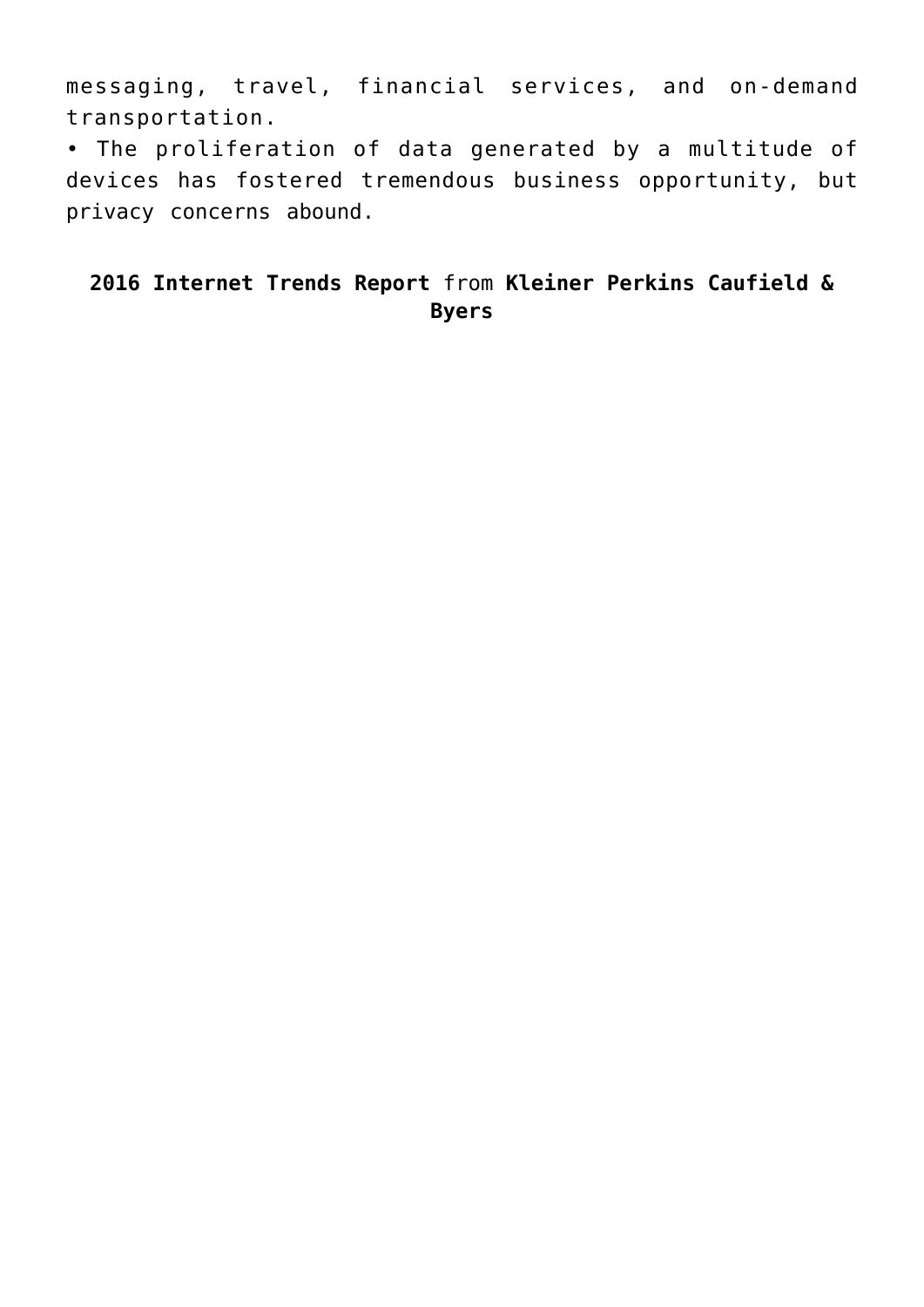messaging, travel, financial services, and on-demand transportation.

- The proliferation of data generated by a multitude of devices has fostered tremendous business opportunity, but privacy concerns abound.

**2016 Internet Trends Report** from **Kleiner Perkins Caufield & Byers**